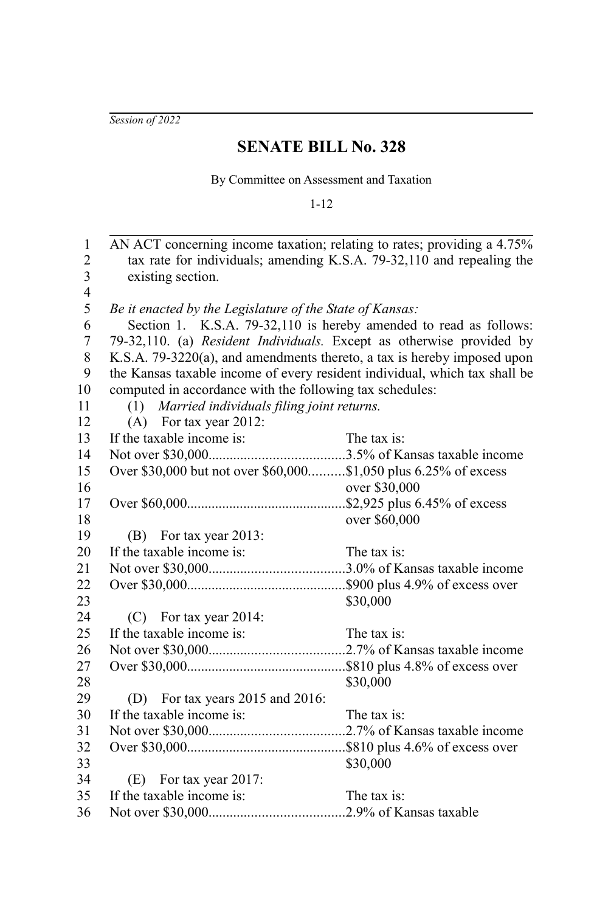*Session of 2022*

# SENATE BILL No. 328

By Committee on Assessment and Taxation

1-12

AN ACT concerning income taxation; relating to rates; providing a 4.75% tax rate for individuals; amending K.S.A. 79-32,110 and repealing the existing section.

*Be it enacted by the Legislature of the State of Kansas:*

Section 1. K.S.A. 79-32,110 is hereby amended to read as follows: 79-32,110. (a) *Resident Individuals.* Except as otherwise provided by K.S.A. 79-3220(a), and amendments thereto, a tax is hereby imposed upon the Kansas taxable income of every resident individual, which tax shall be computed in accordance with the following tax schedules:

(1) *Married individuals filing joint returns.*

(A) For tax year 2012:

| If the taxable income is: | The tax is: |
|---|---|
| Not over $30,000 | 3.5% of Kansas taxable income |
| Over $30,000 but not over $60,000 | $1,050 plus 6.25% of excess over $30,000 |
| Over $60,000 | $2,925 plus 6.45% of excess over $60,000 |

(B) For tax year 2013:

| If the taxable income is: | The tax is: |
|---|---|
| Not over $30,000 | 3.0% of Kansas taxable income |
| Over $30,000 | $900 plus 4.9% of excess over $30,000 |

(C) For tax year 2014:

| If the taxable income is: | The tax is: |
|---|---|
| Not over $30,000 | 2.7% of Kansas taxable income |
| Over $30,000 | $810 plus 4.8% of excess over $30,000 |

(D) For tax years 2015 and 2016:

| If the taxable income is: | The tax is: |
|---|---|
| Not over $30,000 | 2.7% of Kansas taxable income |
| Over $30,000 | $810 plus 4.6% of excess over $30,000 |

(E) For tax year 2017:

| If the taxable income is: | The tax is: |
|---|---|
| Not over $30,000 | 2.9% of Kansas taxable |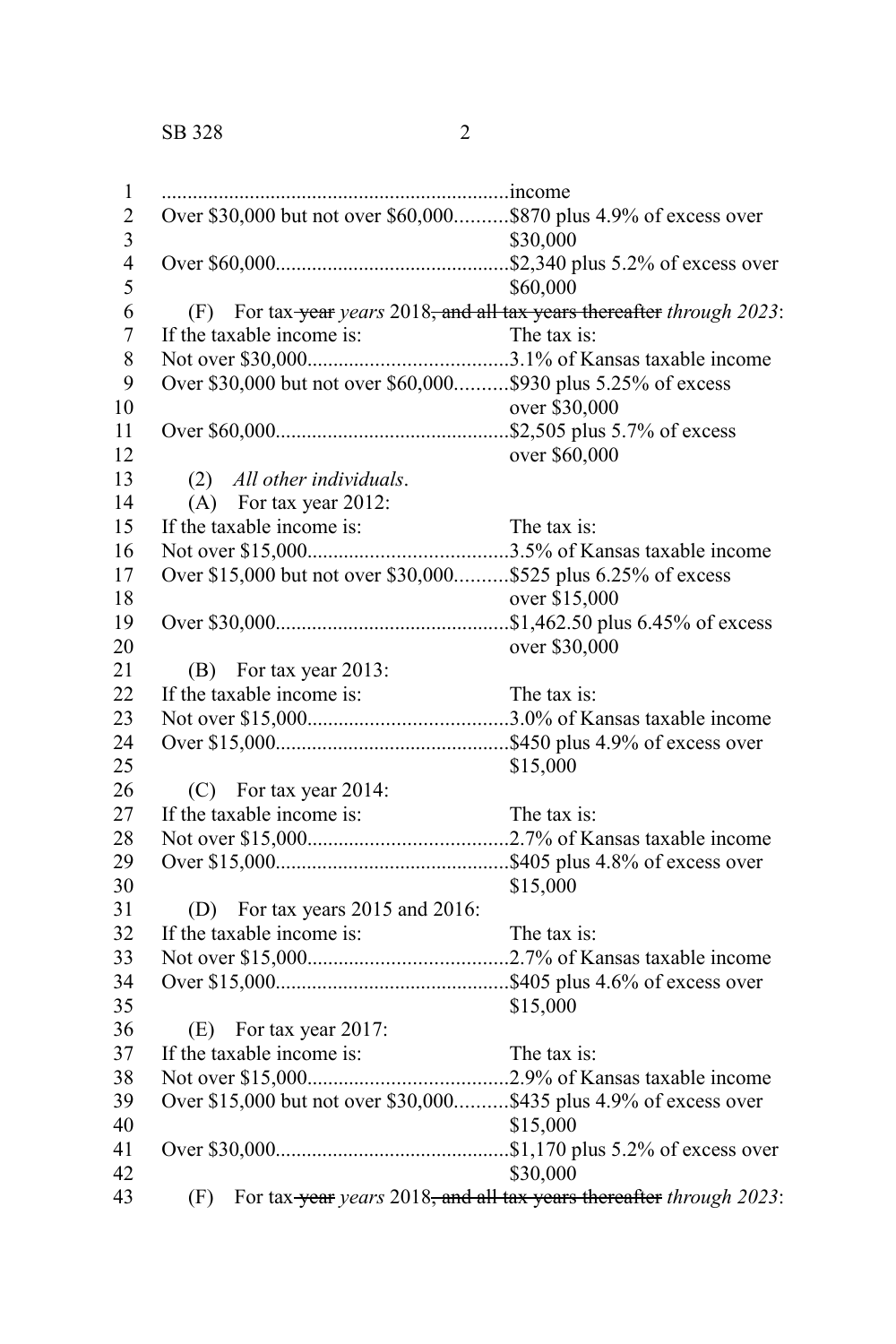...income

Over $30,000 but not over $60,000..........$870 plus 4.9% of excess over $30,000

Over $60,000............................................$2,340 plus 5.2% of excess over $60,000

(F) For tax ~~year~~ *years* 2018~~, and all tax years thereafter~~ *through 2023*:

| If the taxable income is: | The tax is: |
|---|---|
| Not over $30,000 | 3.1% of Kansas taxable income |
| Over $30,000 but not over $60,000 | $930 plus 5.25% of excess over $30,000 |
| Over $60,000 | $2,505 plus 5.7% of excess over $60,000 |

(2) *All other individuals*.

(A) For tax year 2012:

| If the taxable income is: | The tax is: |
|---|---|
| Not over $15,000 | 3.5% of Kansas taxable income |
| Over $15,000 but not over $30,000 | $525 plus 6.25% of excess over $15,000 |
| Over $30,000 | $1,462.50 plus 6.45% of excess over $30,000 |

(B) For tax year 2013:

| If the taxable income is: | The tax is: |
|---|---|
| Not over $15,000 | 3.0% of Kansas taxable income |
| Over $15,000 | $450 plus 4.9% of excess over $15,000 |

(C) For tax year 2014:

| If the taxable income is: | The tax is: |
|---|---|
| Not over $15,000 | 2.7% of Kansas taxable income |
| Over $15,000 | $405 plus 4.8% of excess over $15,000 |

(D) For tax years 2015 and 2016:

| If the taxable income is: | The tax is: |
|---|---|
| Not over $15,000 | 2.7% of Kansas taxable income |
| Over $15,000 | $405 plus 4.6% of excess over $15,000 |

(E) For tax year 2017:

| If the taxable income is: | The tax is: |
|---|---|
| Not over $15,000 | 2.9% of Kansas taxable income |
| Over $15,000 but not over $30,000 | $435 plus 4.9% of excess over $15,000 |
| Over $30,000 | $1,170 plus 5.2% of excess over $30,000 |

(F) For tax ~~year~~ *years* 2018~~, and all tax years thereafter~~ *through 2023*: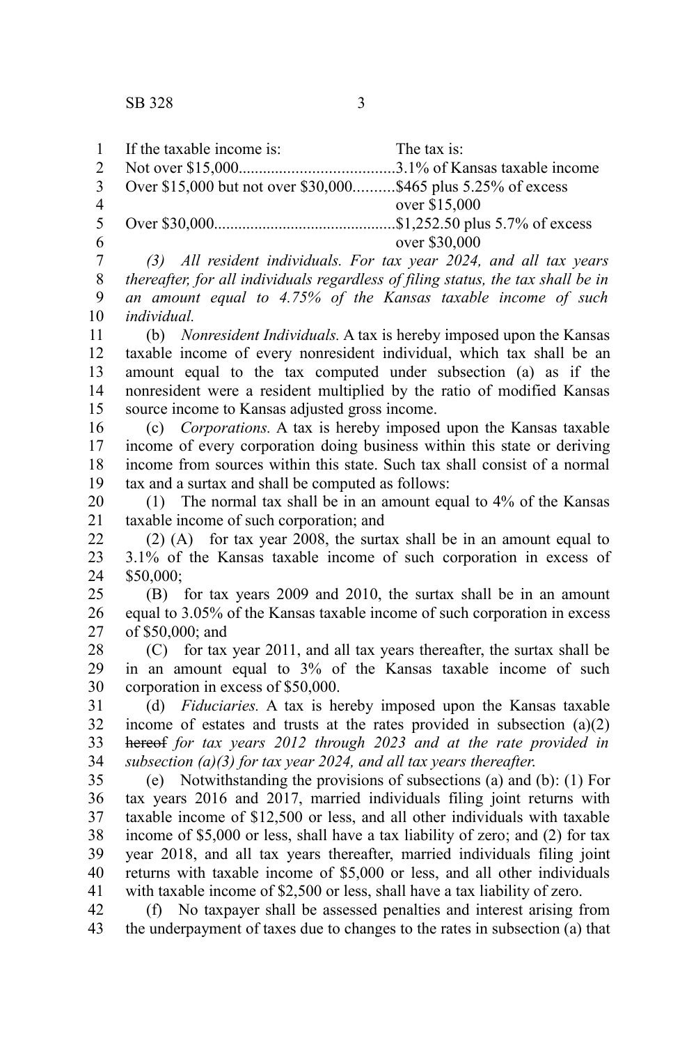| If the taxable income is: | The tax is: |
|---|---|
| Not over $15,000 | 3.1% of Kansas taxable income |
| Over $15,000 but not over $30,000 | $465 plus 5.25% of excess over $15,000 |
| Over $30,000 | $1,252.50 plus 5.7% of excess over $30,000 |

*(3) All resident individuals. For tax year 2024, and all tax years thereafter, for all individuals regardless of filing status, the tax shall be in an amount equal to 4.75% of the Kansas taxable income of such individual.*

(b) *Nonresident Individuals.* A tax is hereby imposed upon the Kansas taxable income of every nonresident individual, which tax shall be an amount equal to the tax computed under subsection (a) as if the nonresident were a resident multiplied by the ratio of modified Kansas source income to Kansas adjusted gross income.

(c) *Corporations.* A tax is hereby imposed upon the Kansas taxable income of every corporation doing business within this state or deriving income from sources within this state. Such tax shall consist of a normal tax and a surtax and shall be computed as follows:

(1) The normal tax shall be in an amount equal to 4% of the Kansas taxable income of such corporation; and

(2) (A) for tax year 2008, the surtax shall be in an amount equal to 3.1% of the Kansas taxable income of such corporation in excess of $50,000;

(B) for tax years 2009 and 2010, the surtax shall be in an amount equal to 3.05% of the Kansas taxable income of such corporation in excess of $50,000; and

(C) for tax year 2011, and all tax years thereafter, the surtax shall be in an amount equal to 3% of the Kansas taxable income of such corporation in excess of $50,000.

(d) *Fiduciaries.* A tax is hereby imposed upon the Kansas taxable income of estates and trusts at the rates provided in subsection (a)(2) ~~hereof~~ *for tax years 2012 through 2023 and at the rate provided in subsection (a)(3) for tax year 2024, and all tax years thereafter.*

(e) Notwithstanding the provisions of subsections (a) and (b): (1) For tax years 2016 and 2017, married individuals filing joint returns with taxable income of $12,500 or less, and all other individuals with taxable income of $5,000 or less, shall have a tax liability of zero; and (2) for tax year 2018, and all tax years thereafter, married individuals filing joint returns with taxable income of $5,000 or less, and all other individuals with taxable income of $2,500 or less, shall have a tax liability of zero.

(f) No taxpayer shall be assessed penalties and interest arising from the underpayment of taxes due to changes to the rates in subsection (a) that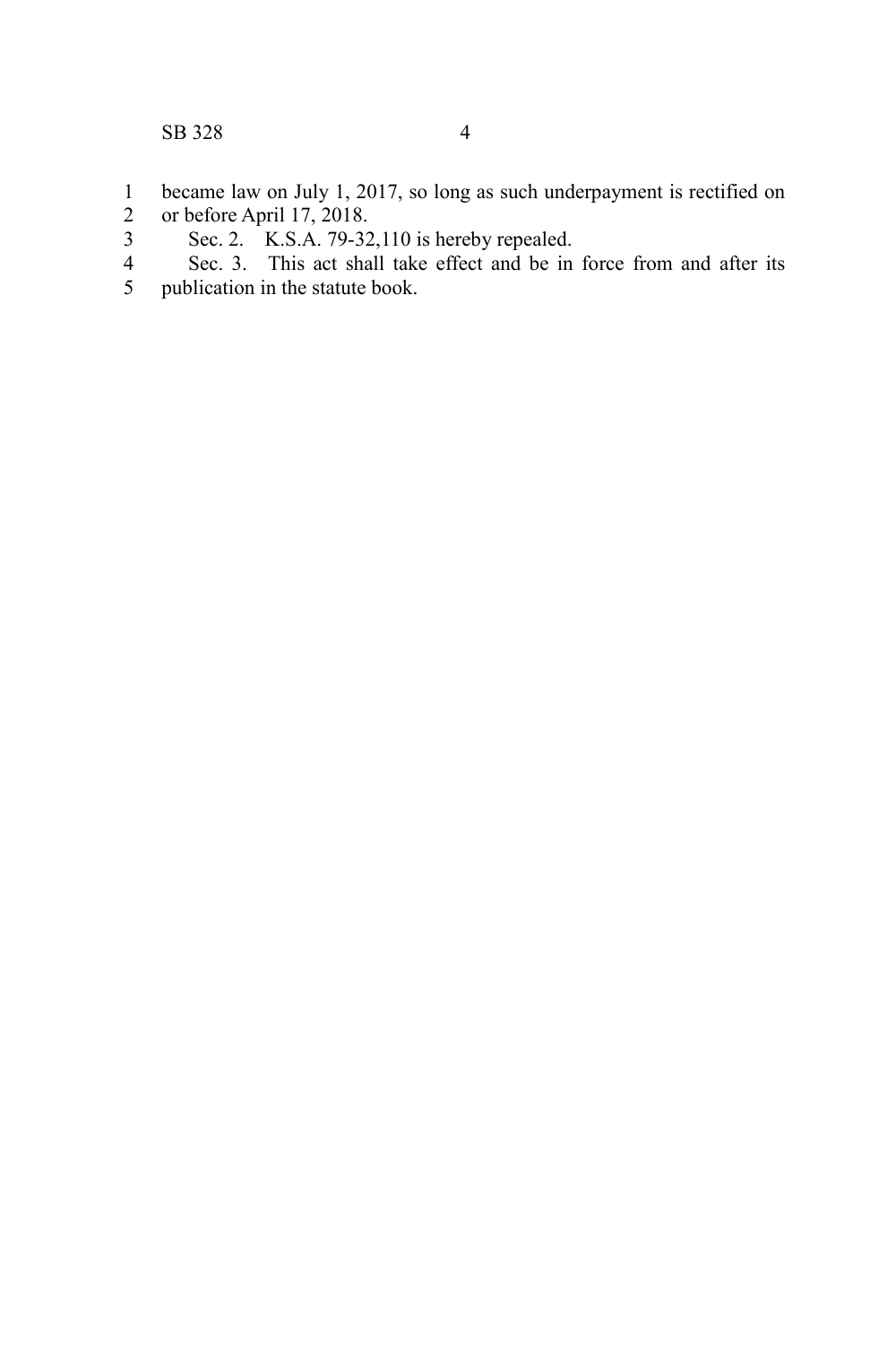became law on July 1, 2017, so long as such underpayment is rectified on or before April 17, 2018.

Sec. 2. K.S.A. 79-32,110 is hereby repealed.

Sec. 3. This act shall take effect and be in force from and after its publication in the statute book.